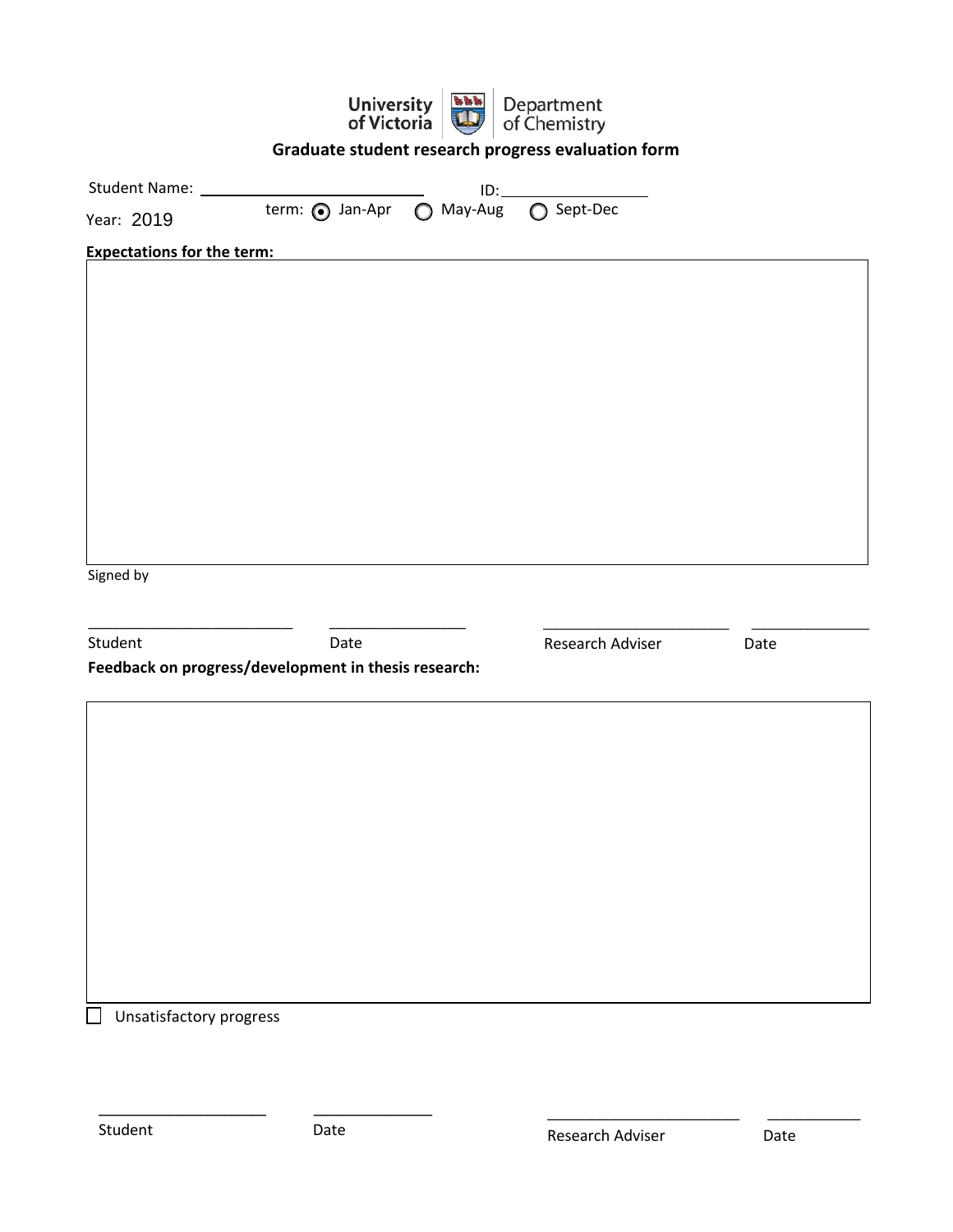University of Victoria | Department of Chemistry

**Graduate student research progress evaluation form**

Student Name: ______________________ ID: ________________

Year: 2019 term: (•) Jan-Apr ( ) May-Aug ( ) Sept-Dec

**Expectations for the term:**

| |
|---|
| |

Signed by

| ________________________ | ________________ | ______________________ | ______________ |
|---|---|---|---|
| Student | Date | Research Adviser | Date |

**Feedback on progress/development in thesis research:**

| |
|---|
| |

☐ Unsatisfactory progress

| ____________________ | ______________ | ______________________ | ___________ |
|---|---|---|---|
| Student | Date | Research Adviser | Date |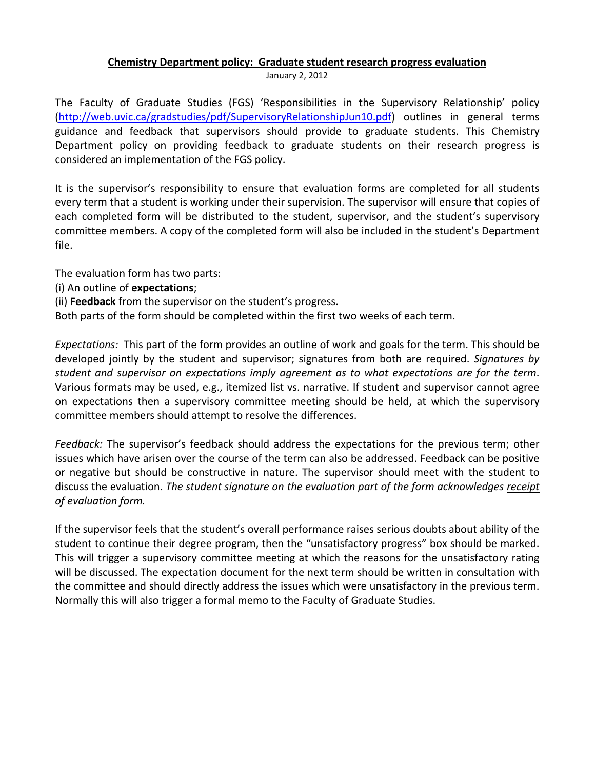# **Chemistry Department policy: Graduate student research progress evaluation**

January 2, 2012

The Faculty of Graduate Studies (FGS) 'Responsibilities in the Supervisory Relationship' policy (http://web.uvic.ca/gradstudies/pdf/SupervisoryRelationshipJun10.pdf) outlines in general terms guidance and feedback that supervisors should provide to graduate students. This Chemistry Department policy on providing feedback to graduate students on their research progress is considered an implementation of the FGS policy.

It is the supervisor's responsibility to ensure that evaluation forms are completed for all students every term that a student is working under their supervision. The supervisor will ensure that copies of each completed form will be distributed to the student, supervisor, and the student's supervisory committee members. A copy of the completed form will also be included in the student's Department file.

The evaluation form has two parts:
(i) An outline of **expectations**;
(ii) **Feedback** from the supervisor on the student's progress.
Both parts of the form should be completed within the first two weeks of each term.

*Expectations:* This part of the form provides an outline of work and goals for the term. This should be developed jointly by the student and supervisor; signatures from both are required. *Signatures by student and supervisor on expectations imply agreement as to what expectations are for the term*. Various formats may be used, e.g., itemized list vs. narrative. If student and supervisor cannot agree on expectations then a supervisory committee meeting should be held, at which the supervisory committee members should attempt to resolve the differences.

*Feedback:* The supervisor's feedback should address the expectations for the previous term; other issues which have arisen over the course of the term can also be addressed. Feedback can be positive or negative but should be constructive in nature. The supervisor should meet with the student to discuss the evaluation. *The student signature on the evaluation part of the form acknowledges receipt of evaluation form.*

If the supervisor feels that the student's overall performance raises serious doubts about ability of the student to continue their degree program, then the "unsatisfactory progress" box should be marked. This will trigger a supervisory committee meeting at which the reasons for the unsatisfactory rating will be discussed. The expectation document for the next term should be written in consultation with the committee and should directly address the issues which were unsatisfactory in the previous term. Normally this will also trigger a formal memo to the Faculty of Graduate Studies.